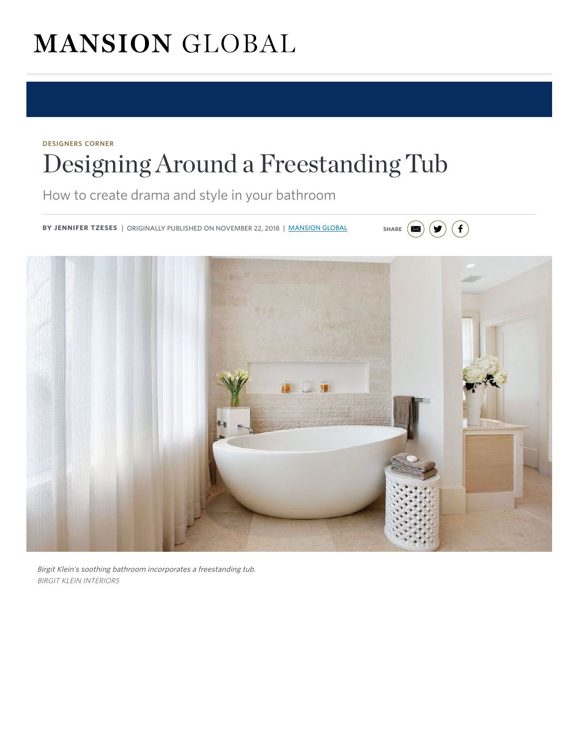MANSION GLOBAL

DESIGNERS CORNER

# Designing Around a Freestanding Tub

## How to create drama and style in your bathroom

**BY JENNIFER TZESES** | ORIGINALLY PUBLISHED ON NOVEMBER 22, 2018 | MANSION GLOBAL

SHARE

*Birgit Klein's soothing bathroom incorporates a freestanding tub.*
*BIRGIT KLEIN INTERIORS*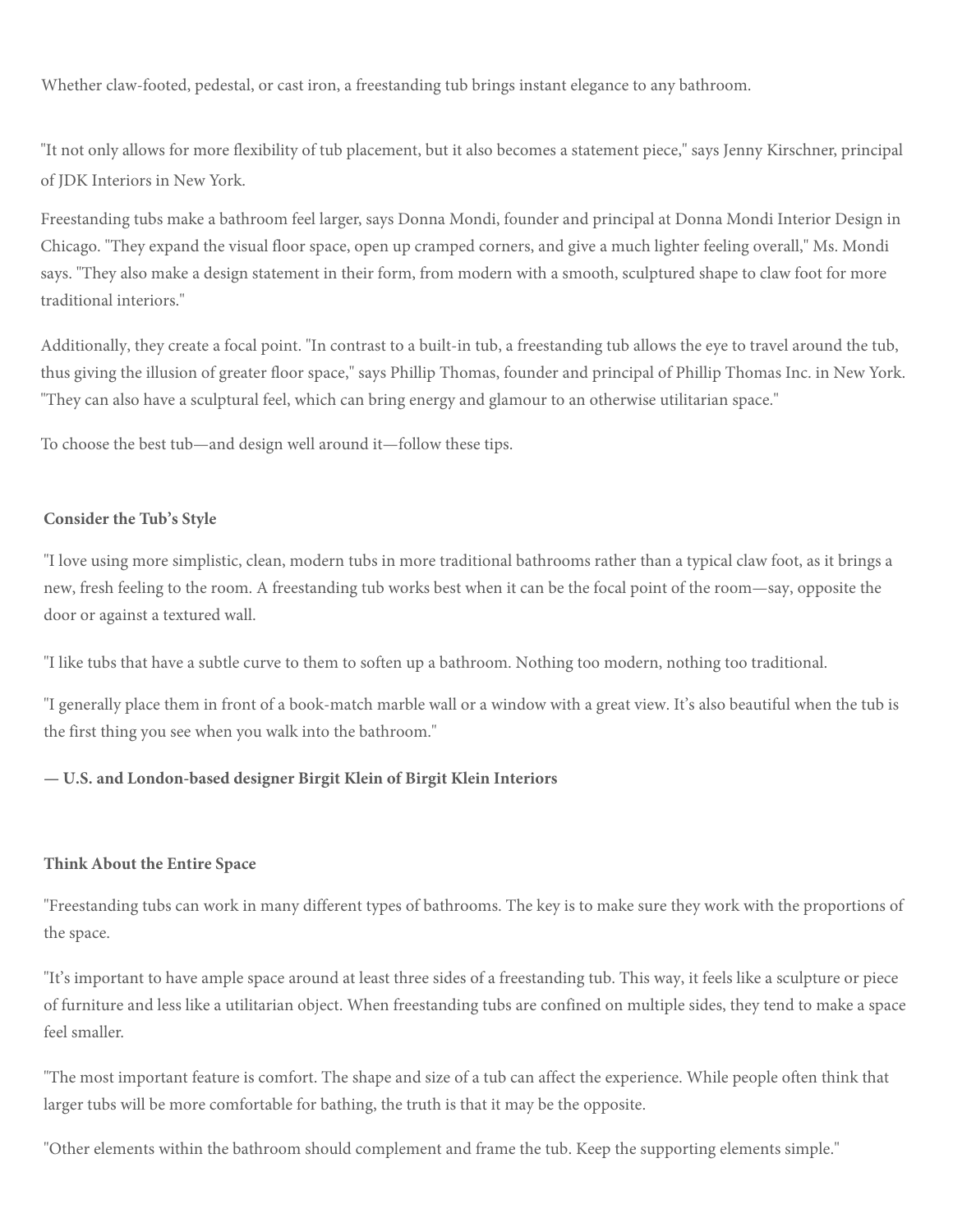Whether claw-footed, pedestal, or cast iron, a freestanding tub brings instant elegance to any bathroom.

"It not only allows for more flexibility of tub placement, but it also becomes a statement piece," says Jenny Kirschner, principal of JDK Interiors in New York.

Freestanding tubs make a bathroom feel larger, says Donna Mondi, founder and principal at Donna Mondi Interior Design in Chicago. "They expand the visual floor space, open up cramped corners, and give a much lighter feeling overall," Ms. Mondi says. "They also make a design statement in their form, from modern with a smooth, sculptured shape to claw foot for more traditional interiors."

Additionally, they create a focal point. "In contrast to a built-in tub, a freestanding tub allows the eye to travel around the tub, thus giving the illusion of greater floor space," says Phillip Thomas, founder and principal of Phillip Thomas Inc. in New York. "They can also have a sculptural feel, which can bring energy and glamour to an otherwise utilitarian space."

To choose the best tub—and design well around it—follow these tips.

**Consider the Tub's Style**

"I love using more simplistic, clean, modern tubs in more traditional bathrooms rather than a typical claw foot, as it brings a new, fresh feeling to the room. A freestanding tub works best when it can be the focal point of the room—say, opposite the door or against a textured wall.

"I like tubs that have a subtle curve to them to soften up a bathroom. Nothing too modern, nothing too traditional.

"I generally place them in front of a book-match marble wall or a window with a great view. It's also beautiful when the tub is the first thing you see when you walk into the bathroom."

**— U.S. and London-based designer Birgit Klein of Birgit Klein Interiors**

**Think About the Entire Space**

"Freestanding tubs can work in many different types of bathrooms. The key is to make sure they work with the proportions of the space.

"It's important to have ample space around at least three sides of a freestanding tub. This way, it feels like a sculpture or piece of furniture and less like a utilitarian object. When freestanding tubs are confined on multiple sides, they tend to make a space feel smaller.

"The most important feature is comfort. The shape and size of a tub can affect the experience. While people often think that larger tubs will be more comfortable for bathing, the truth is that it may be the opposite.

"Other elements within the bathroom should complement and frame the tub. Keep the supporting elements simple."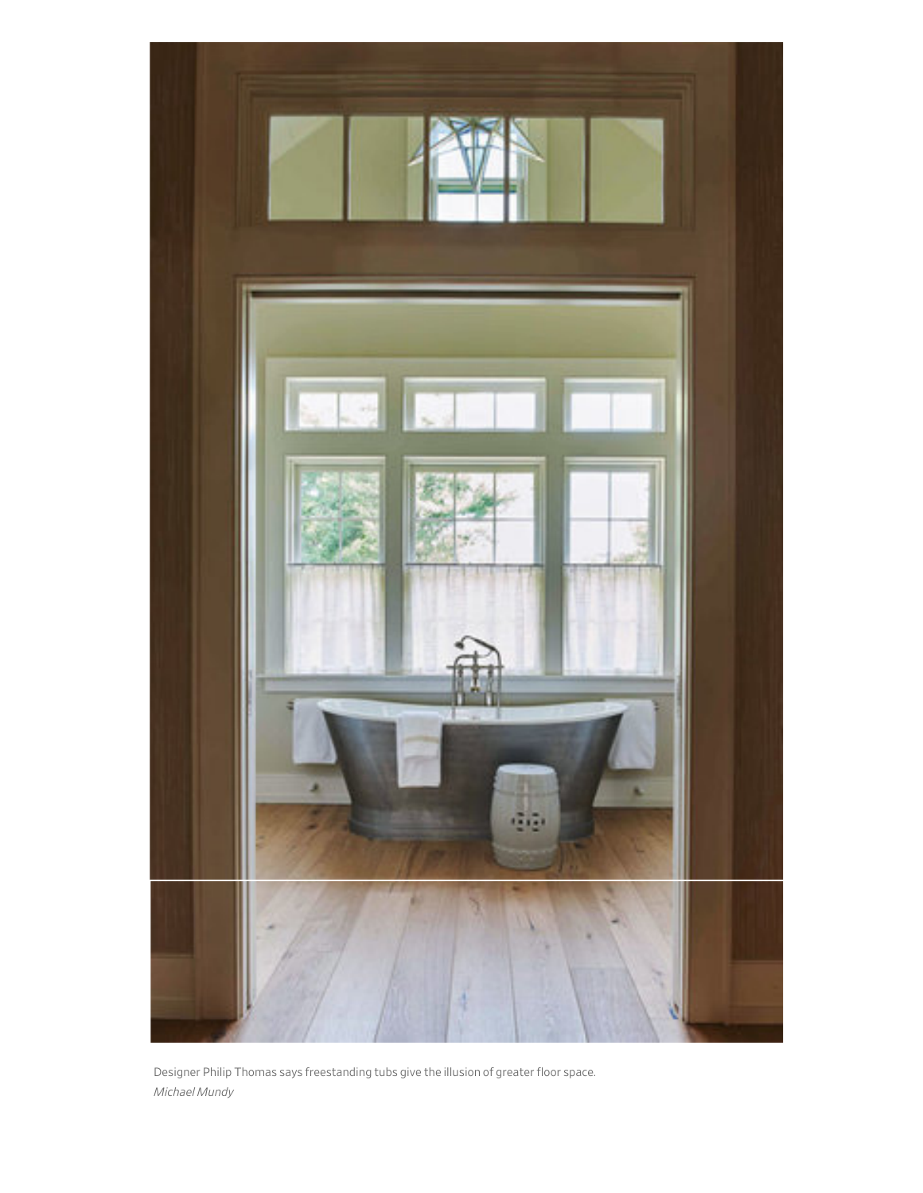Designer Philip Thomas says freestanding tubs give the illusion of greater floor space.

*Michael Mundy*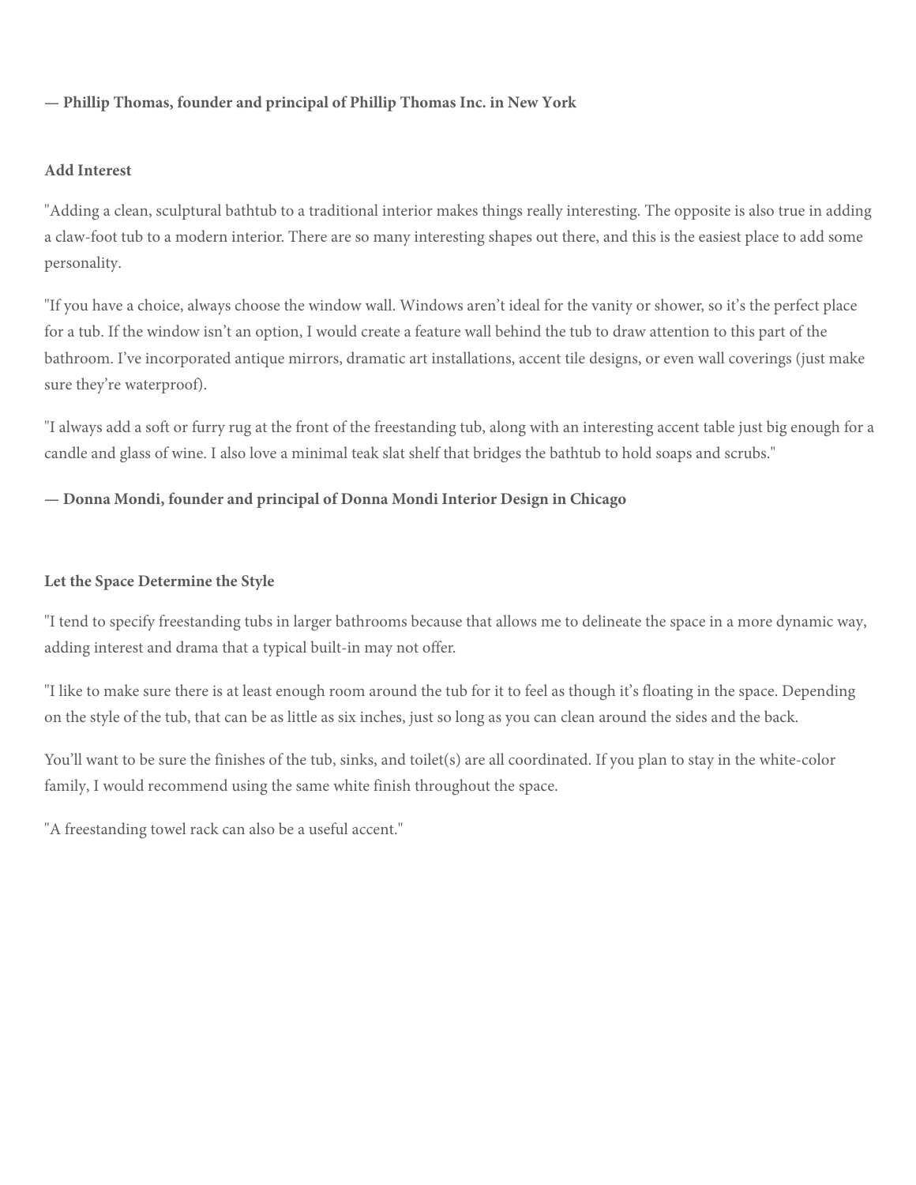**— Phillip Thomas, founder and principal of Phillip Thomas Inc. in New York**

**Add Interest**

"Adding a clean, sculptural bathtub to a traditional interior makes things really interesting. The opposite is also true in adding a claw-foot tub to a modern interior. There are so many interesting shapes out there, and this is the easiest place to add some personality.

"If you have a choice, always choose the window wall. Windows aren't ideal for the vanity or shower, so it's the perfect place for a tub. If the window isn't an option, I would create a feature wall behind the tub to draw attention to this part of the bathroom. I've incorporated antique mirrors, dramatic art installations, accent tile designs, or even wall coverings (just make sure they're waterproof).

"I always add a soft or furry rug at the front of the freestanding tub, along with an interesting accent table just big enough for a candle and glass of wine. I also love a minimal teak slat shelf that bridges the bathtub to hold soaps and scrubs."

**— Donna Mondi, founder and principal of Donna Mondi Interior Design in Chicago**

**Let the Space Determine the Style**

"I tend to specify freestanding tubs in larger bathrooms because that allows me to delineate the space in a more dynamic way, adding interest and drama that a typical built-in may not offer.

"I like to make sure there is at least enough room around the tub for it to feel as though it's floating in the space. Depending on the style of the tub, that can be as little as six inches, just so long as you can clean around the sides and the back.

You'll want to be sure the finishes of the tub, sinks, and toilet(s) are all coordinated. If you plan to stay in the white-color family, I would recommend using the same white finish throughout the space.

"A freestanding towel rack can also be a useful accent."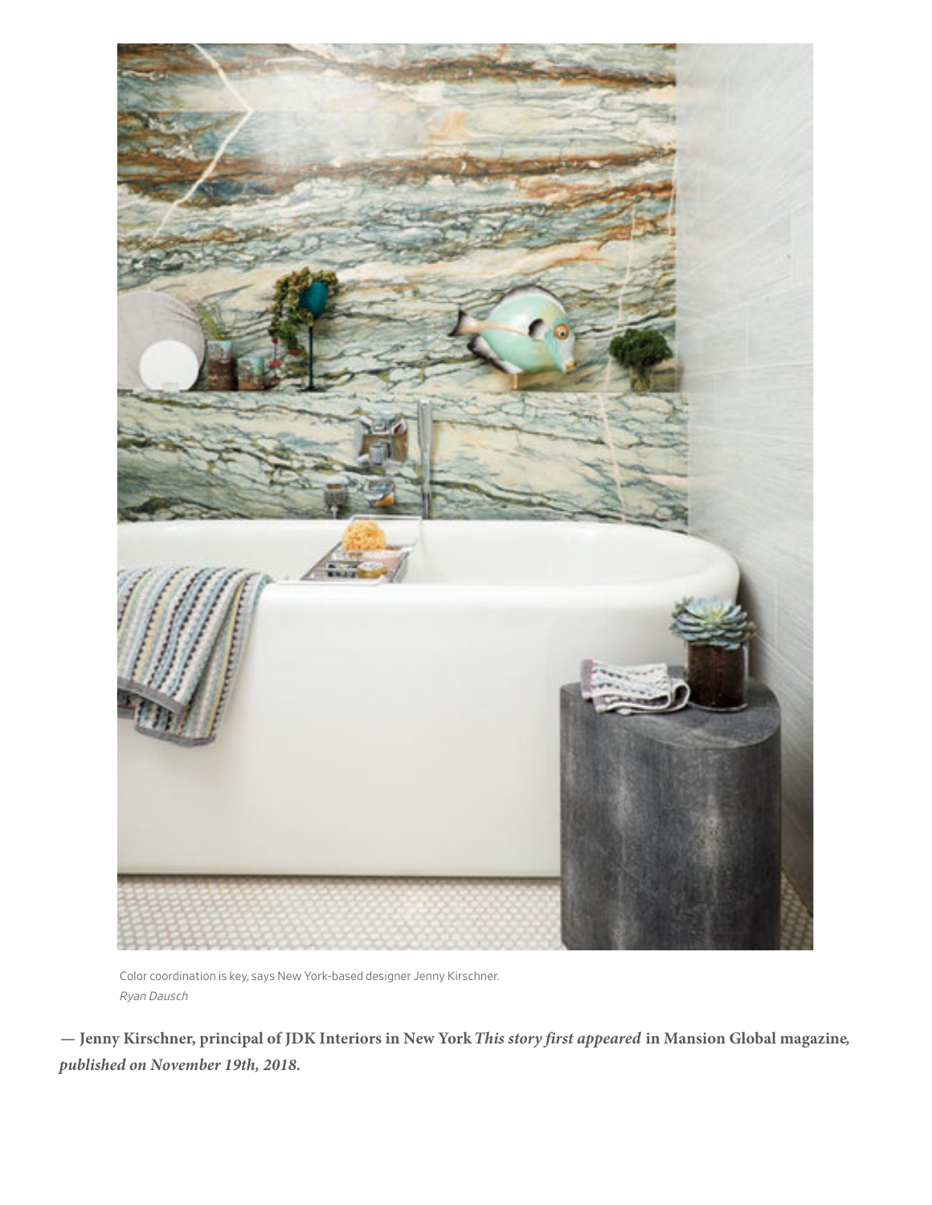Color coordination is key, says New York-based designer Jenny Kirschner.
*Ryan Dausch*

**— Jenny Kirschner, principal of JDK Interiors in New York** ***This story first appeared*** **in Mansion Global magazine*, published on November 19th, 2018.***